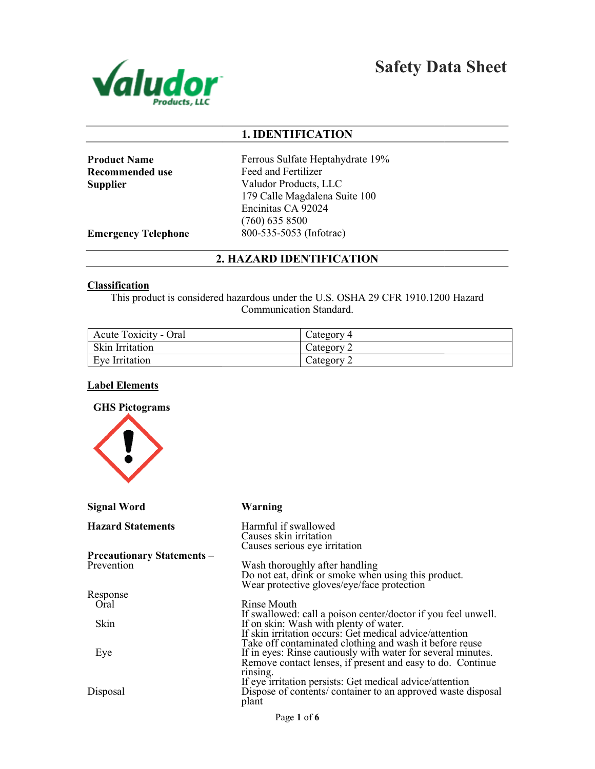Valudor Products, LLC

# Safety Data Sheet

## 1. IDENTIFICATION

**Product Name** Ferrous Sulfate Heptahydrate 19%

**Recommended use** Feed and Fertilizer

**Supplier** Valudor Products, LLC
179 Calle Magdalena Suite 100
Encinitas CA 92024
(760) 635 8500

**Emergency Telephone** 800-535-5053 (Infotrac)

## 2. HAZARD IDENTIFICATION

### Classification

This product is considered hazardous under the U.S. OSHA 29 CFR 1910.1200 Hazard Communication Standard.

| Acute Toxicity - Oral | Category 4 |
|---|---|
| Skin Irritation | Category 2 |
| Eye Irritation | Category 2 |

### Label Elements

**GHS Pictograms**

**Signal Word** **Warning**

**Hazard Statements**
Harmful if swallowed
Causes skin irritation
Causes serious eye irritation

**Precautionary Statements** – Prevention
Wash thoroughly after handling
Do not eat, drink or smoke when using this product.
Wear protective gloves/eye/face protection

Response

Oral
Rinse Mouth
If swallowed: call a poison center/doctor if you feel unwell.

Skin
If on skin: Wash with plenty of water.
If skin irritation occurs: Get medical advice/attention
Take off contaminated clothing and wash it before reuse

Eye
If in eyes: Rinse cautiously with water for several minutes.
Remove contact lenses, if present and easy to do. Continue rinsing.
If eye irritation persists: Get medical advice/attention

Disposal
Dispose of contents/ container to an approved waste disposal plant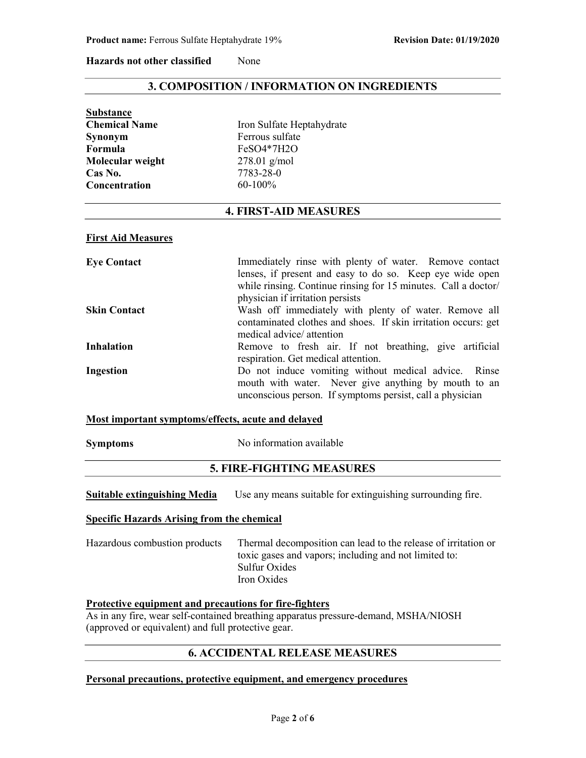**Hazards not other classified** None

## 3. COMPOSITION / INFORMATION ON INGREDIENTS

**Substance**

| | |
|---|---|
| **Chemical Name** | Iron Sulfate Heptahydrate |
| **Synonym** | Ferrous sulfate |
| **Formula** | FeSO4*7H2O |
| **Molecular weight** | 278.01 g/mol |
| **Cas No.** | 7783-28-0 |
| **Concentration** | 60-100% |

## 4. FIRST-AID MEASURES

**First Aid Measures**

| | |
|---|---|
| **Eye Contact** | Immediately rinse with plenty of water. Remove contact lenses, if present and easy to do so. Keep eye wide open while rinsing. Continue rinsing for 15 minutes. Call a doctor/ physician if irritation persists |
| **Skin Contact** | Wash off immediately with plenty of water. Remove all contaminated clothes and shoes. If skin irritation occurs: get medical advice/ attention |
| **Inhalation** | Remove to fresh air. If not breathing, give artificial respiration. Get medical attention. |
| **Ingestion** | Do not induce vomiting without medical advice. Rinse mouth with water. Never give anything by mouth to an unconscious person. If symptoms persist, call a physician |

**Most important symptoms/effects, acute and delayed**

**Symptoms** No information available

## 5. FIRE-FIGHTING MEASURES

**Suitable extinguishing Media** Use any means suitable for extinguishing surrounding fire.

**Specific Hazards Arising from the chemical**

Hazardous combustion products: Thermal decomposition can lead to the release of irritation or toxic gases and vapors; including and not limited to:
- Sulfur Oxides
- Iron Oxides

**Protective equipment and precautions for fire-fighters**

As in any fire, wear self-contained breathing apparatus pressure-demand, MSHA/NIOSH (approved or equivalent) and full protective gear.

## 6. ACCIDENTAL RELEASE MEASURES

**Personal precautions, protective equipment, and emergency procedures**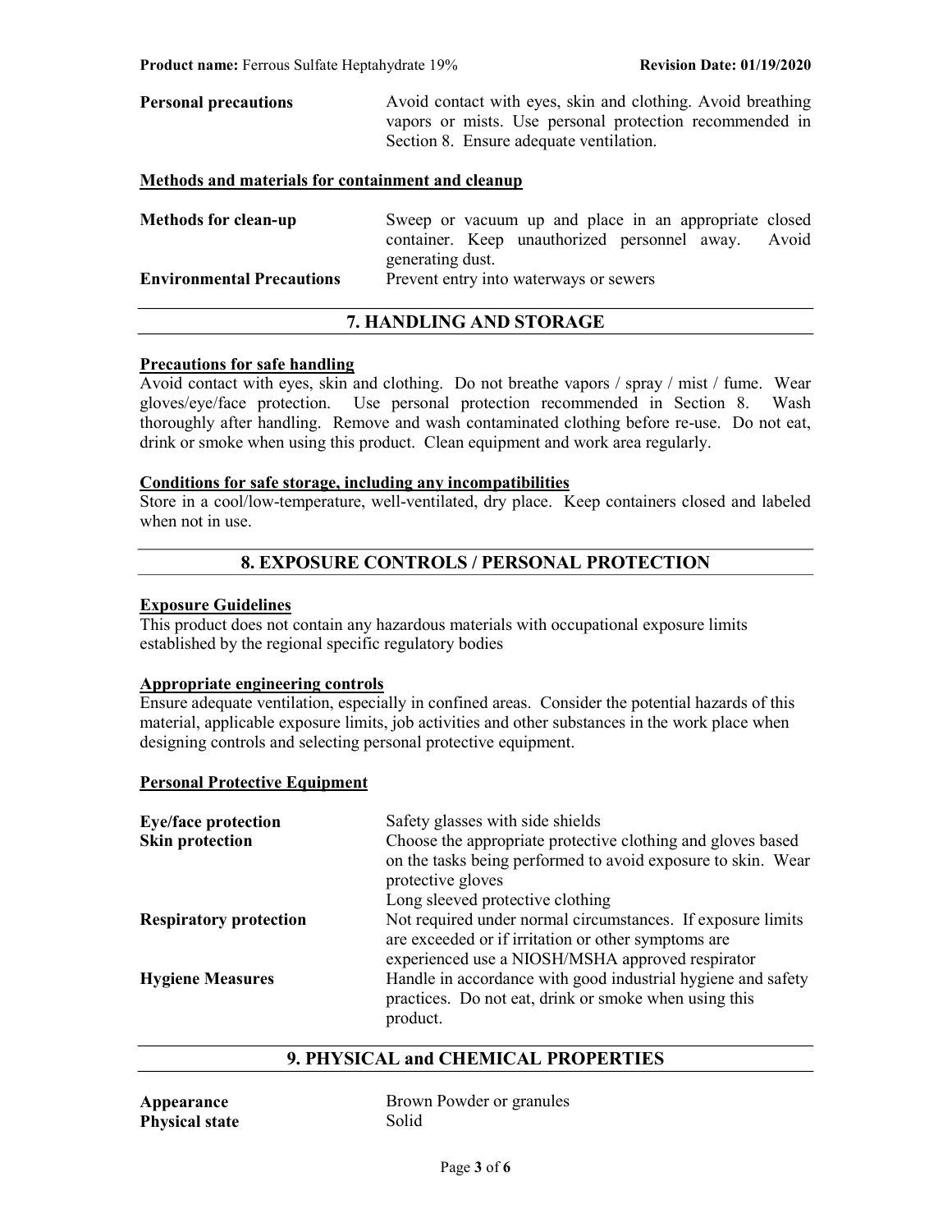**Personal precautions** — Avoid contact with eyes, skin and clothing. Avoid breathing vapors or mists. Use personal protection recommended in Section 8. Ensure adequate ventilation.

**Methods and materials for containment and cleanup**

**Methods for clean-up** — Sweep or vacuum up and place in an appropriate closed container. Keep unauthorized personnel away. Avoid generating dust.

**Environmental Precautions** — Prevent entry into waterways or sewers

## 7. HANDLING AND STORAGE

**Precautions for safe handling**

Avoid contact with eyes, skin and clothing. Do not breathe vapors / spray / mist / fume. Wear gloves/eye/face protection. Use personal protection recommended in Section 8. Wash thoroughly after handling. Remove and wash contaminated clothing before re-use. Do not eat, drink or smoke when using this product. Clean equipment and work area regularly.

**Conditions for safe storage, including any incompatibilities**

Store in a cool/low-temperature, well-ventilated, dry place. Keep containers closed and labeled when not in use.

## 8. EXPOSURE CONTROLS / PERSONAL PROTECTION

**Exposure Guidelines**

This product does not contain any hazardous materials with occupational exposure limits established by the regional specific regulatory bodies

**Appropriate engineering controls**

Ensure adequate ventilation, especially in confined areas. Consider the potential hazards of this material, applicable exposure limits, job activities and other substances in the work place when designing controls and selecting personal protective equipment.

**Personal Protective Equipment**

**Eye/face protection** — Safety glasses with side shields

**Skin protection** — Choose the appropriate protective clothing and gloves based on the tasks being performed to avoid exposure to skin. Wear protective gloves
Long sleeved protective clothing

**Respiratory protection** — Not required under normal circumstances. If exposure limits are exceeded or if irritation or other symptoms are experienced use a NIOSH/MSHA approved respirator

**Hygiene Measures** — Handle in accordance with good industrial hygiene and safety practices. Do not eat, drink or smoke when using this product.

## 9. PHYSICAL and CHEMICAL PROPERTIES

**Appearance** — Brown Powder or granules

**Physical state** — Solid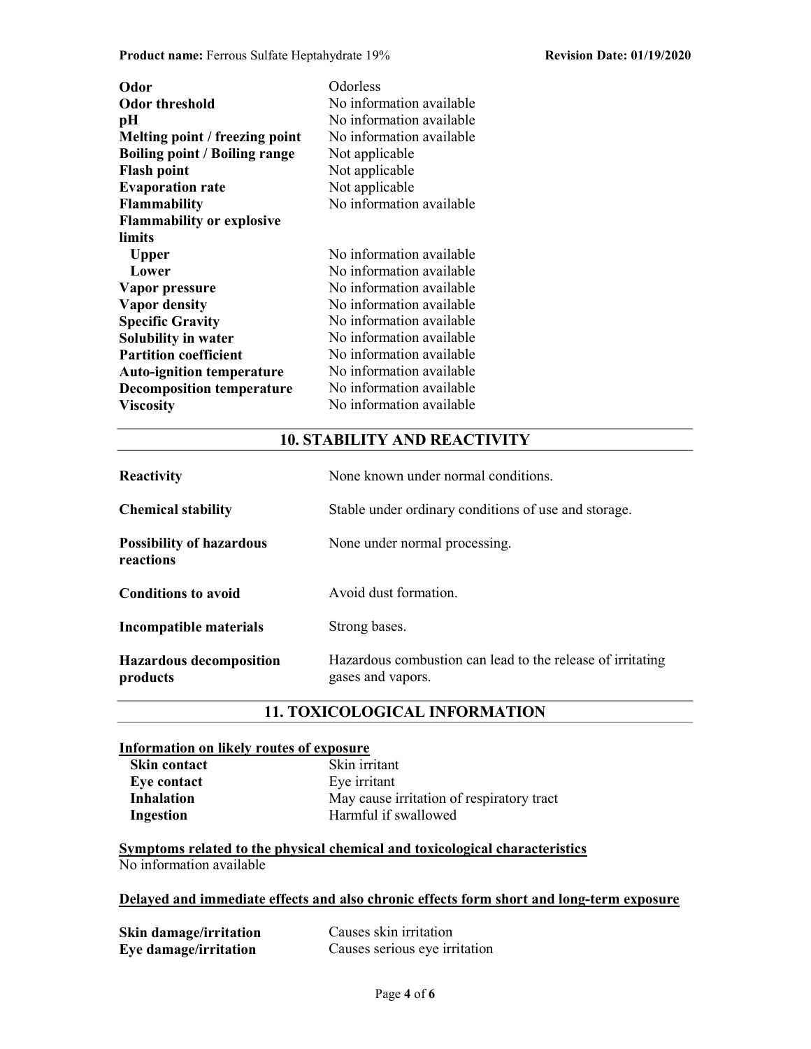| | |
|---|---|
| **Odor** | Odorless |
| **Odor threshold** | No information available |
| **pH** | No information available |
| **Melting point / freezing point** | No information available |
| **Boiling point / Boiling range** | Not applicable |
| **Flash point** | Not applicable |
| **Evaporation rate** | Not applicable |
| **Flammability** | No information available |
| **Flammability or explosive limits** | |
| **Upper** | No information available |
| **Lower** | No information available |
| **Vapor pressure** | No information available |
| **Vapor density** | No information available |
| **Specific Gravity** | No information available |
| **Solubility in water** | No information available |
| **Partition coefficient** | No information available |
| **Auto-ignition temperature** | No information available |
| **Decomposition temperature** | No information available |
| **Viscosity** | No information available |

## 10. STABILITY AND REACTIVITY

| | |
|---|---|
| **Reactivity** | None known under normal conditions. |
| **Chemical stability** | Stable under ordinary conditions of use and storage. |
| **Possibility of hazardous reactions** | None under normal processing. |
| **Conditions to avoid** | Avoid dust formation. |
| **Incompatible materials** | Strong bases. |
| **Hazardous decomposition products** | Hazardous combustion can lead to the release of irritating gases and vapors. |

## 11. TOXICOLOGICAL INFORMATION

**Information on likely routes of exposure**

| | |
|---|---|
| **Skin contact** | Skin irritant |
| **Eye contact** | Eye irritant |
| **Inhalation** | May cause irritation of respiratory tract |
| **Ingestion** | Harmful if swallowed |

**Symptoms related to the physical chemical and toxicological characteristics**

No information available

**Delayed and immediate effects and also chronic effects form short and long-term exposure**

| | |
|---|---|
| **Skin damage/irritation** | Causes skin irritation |
| **Eye damage/irritation** | Causes serious eye irritation |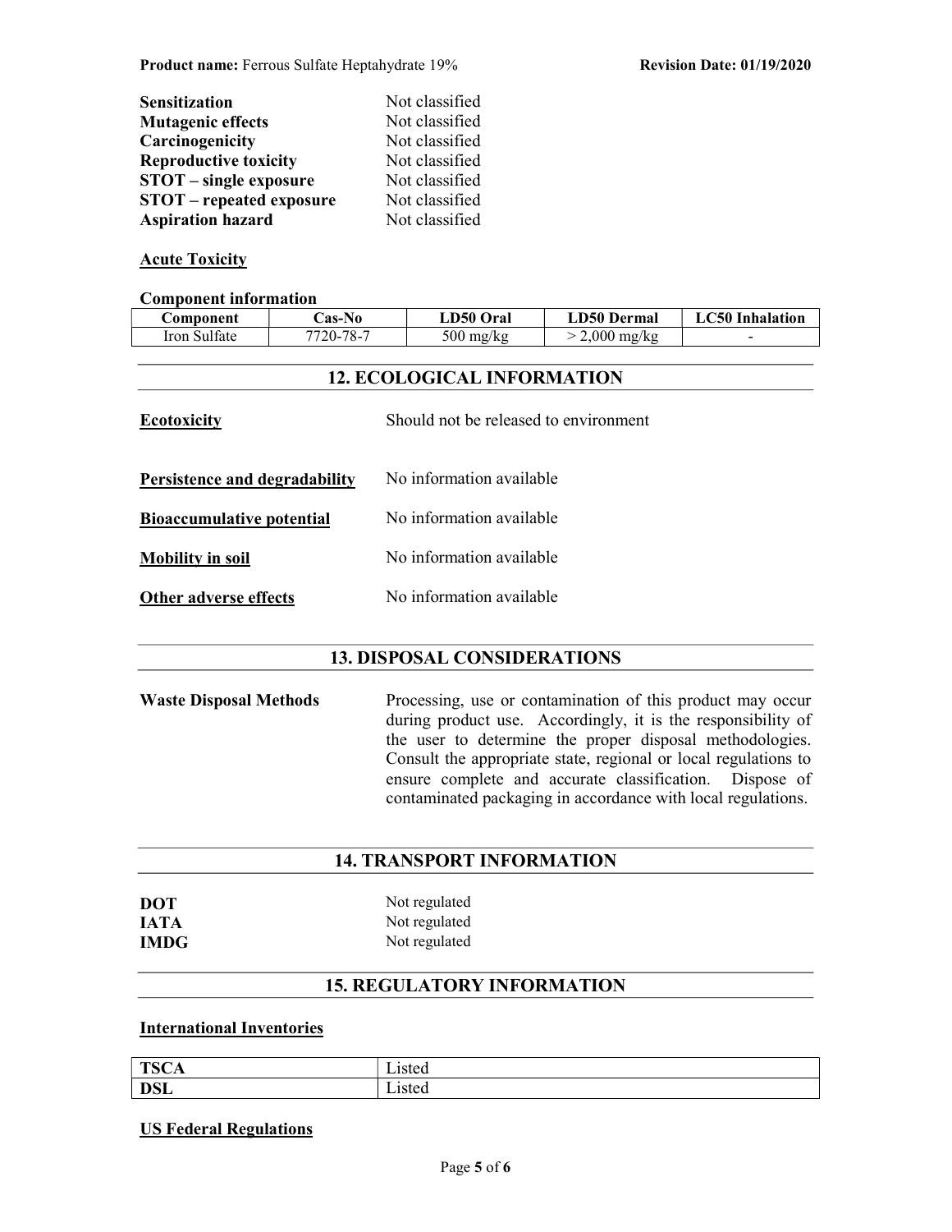| | |
|---|---|
| **Sensitization** | Not classified |
| **Mutagenic effects** | Not classified |
| **Carcinogenicity** | Not classified |
| **Reproductive toxicity** | Not classified |
| **STOT – single exposure** | Not classified |
| **STOT – repeated exposure** | Not classified |
| **Aspiration hazard** | Not classified |

**Acute Toxicity**

**Component information**

| Component | Cas-No | LD50 Oral | LD50 Dermal | LC50 Inhalation |
|---|---|---|---|---|
| Iron Sulfate | 7720-78-7 | 500 mg/kg | > 2,000 mg/kg | - |

## 12. ECOLOGICAL INFORMATION

**Ecotoxicity** Should not be released to environment

**Persistence and degradability** No information available

**Bioaccumulative potential** No information available

**Mobility in soil** No information available

**Other adverse effects** No information available

## 13. DISPOSAL CONSIDERATIONS

**Waste Disposal Methods** Processing, use or contamination of this product may occur during product use. Accordingly, it is the responsibility of the user to determine the proper disposal methodologies. Consult the appropriate state, regional or local regulations to ensure complete and accurate classification. Dispose of contaminated packaging in accordance with local regulations.

## 14. TRANSPORT INFORMATION

| | |
|---|---|
| **DOT** | Not regulated |
| **IATA** | Not regulated |
| **IMDG** | Not regulated |

## 15. REGULATORY INFORMATION

**International Inventories**

| | |
|---|---|
| **TSCA** | Listed |
| **DSL** | Listed |

**US Federal Regulations**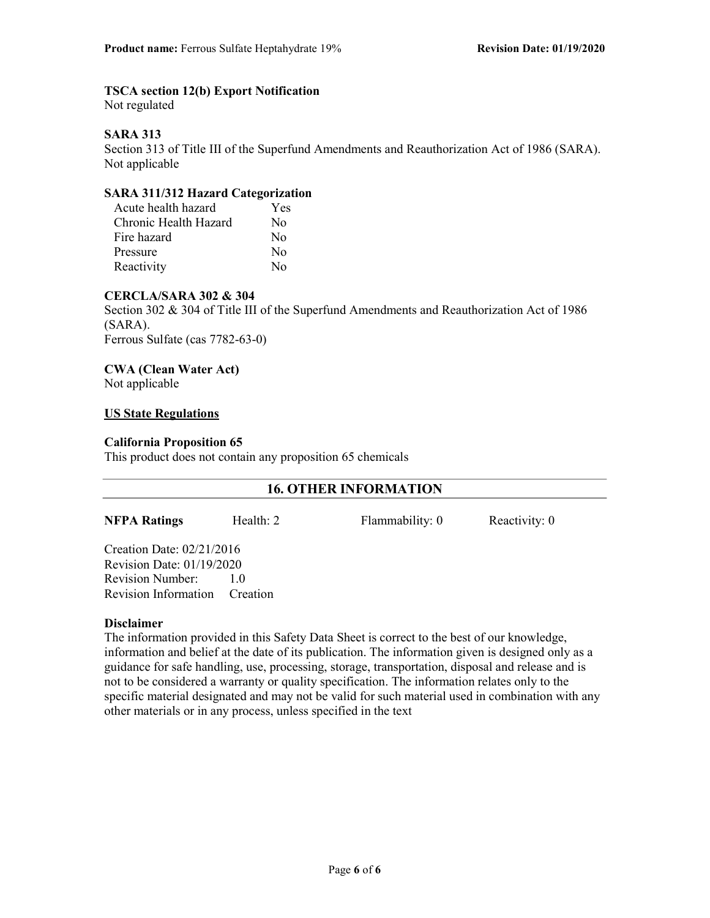**TSCA section 12(b) Export Notification**
Not regulated

**SARA 313**
Section 313 of Title III of the Superfund Amendments and Reauthorization Act of 1986 (SARA).
Not applicable

**SARA 311/312 Hazard Categorization**

| | |
|---|---|
| Acute health hazard | Yes |
| Chronic Health Hazard | No |
| Fire hazard | No |
| Pressure | No |
| Reactivity | No |

**CERCLA/SARA 302 & 304**
Section 302 & 304 of Title III of the Superfund Amendments and Reauthorization Act of 1986 (SARA).
Ferrous Sulfate (cas 7782-63-0)

**CWA (Clean Water Act)**
Not applicable

**US State Regulations**

**California Proposition 65**
This product does not contain any proposition 65 chemicals

## 16. OTHER INFORMATION

**NFPA Ratings** Health: 2 Flammability: 0 Reactivity: 0

Creation Date: 02/21/2016
Revision Date: 01/19/2020
Revision Number: 1.0
Revision Information Creation

**Disclaimer**
The information provided in this Safety Data Sheet is correct to the best of our knowledge, information and belief at the date of its publication. The information given is designed only as a guidance for safe handling, use, processing, storage, transportation, disposal and release and is not to be considered a warranty or quality specification. The information relates only to the specific material designated and may not be valid for such material used in combination with any other materials or in any process, unless specified in the text